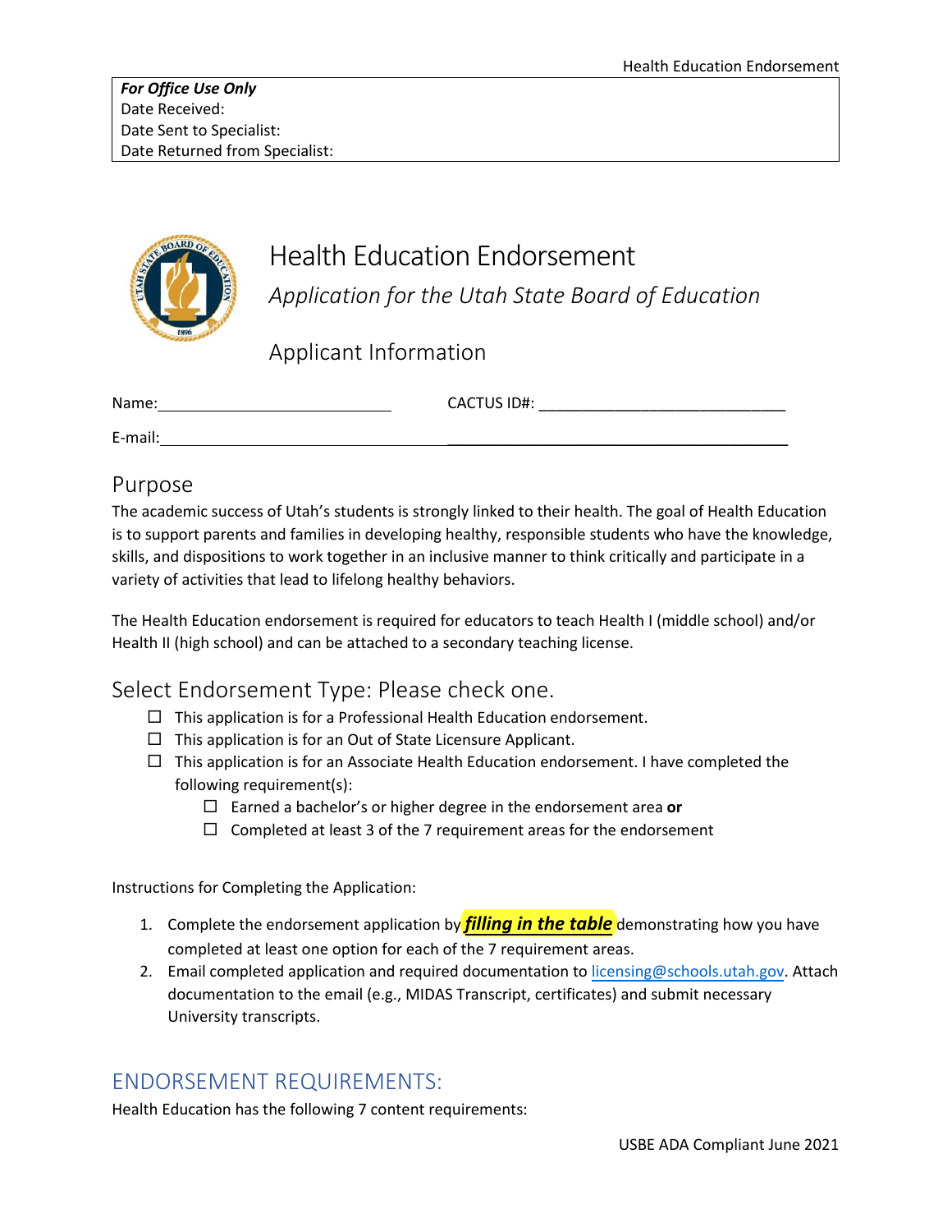| *For Office Use Only* |
|---|
| Date Received: |
| Date Sent to Specialist: |
| Date Returned from Specialist: |

# Health Education Endorsement

*Application for the Utah State Board of Education*

## Applicant Information

Name:_____________________________ CACTUS ID#: ______________________________

E-mail:________________________________________________________________________

## Purpose

The academic success of Utah's students is strongly linked to their health. The goal of Health Education is to support parents and families in developing healthy, responsible students who have the knowledge, skills, and dispositions to work together in an inclusive manner to think critically and participate in a variety of activities that lead to lifelong healthy behaviors.

The Health Education endorsement is required for educators to teach Health I (middle school) and/or Health II (high school) and can be attached to a secondary teaching license.

## Select Endorsement Type: Please check one.

- ☐ This application is for a Professional Health Education endorsement.
- ☐ This application is for an Out of State Licensure Applicant.
- ☐ This application is for an Associate Health Education endorsement. I have completed the following requirement(s):
  - ☐ Earned a bachelor's or higher degree in the endorsement area **or**
  - ☐ Completed at least 3 of the 7 requirement areas for the endorsement

Instructions for Completing the Application:

1. Complete the endorsement application by ***filling in the table*** demonstrating how you have completed at least one option for each of the 7 requirement areas.
2. Email completed application and required documentation to licensing@schools.utah.gov. Attach documentation to the email (e.g., MIDAS Transcript, certificates) and submit necessary University transcripts.

## ENDORSEMENT REQUIREMENTS:

Health Education has the following 7 content requirements: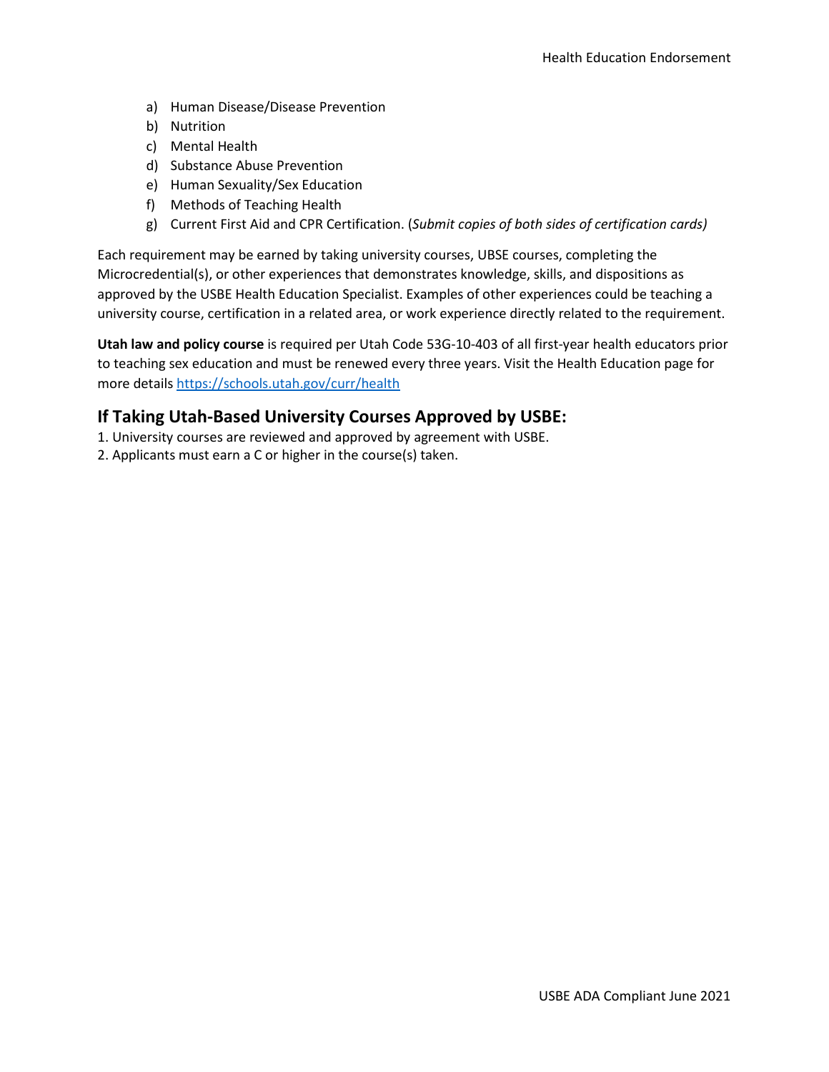a) Human Disease/Disease Prevention
b) Nutrition
c) Mental Health
d) Substance Abuse Prevention
e) Human Sexuality/Sex Education
f) Methods of Teaching Health
g) Current First Aid and CPR Certification. (*Submit copies of both sides of certification cards)*

Each requirement may be earned by taking university courses, UBSE courses, completing the Microcredential(s), or other experiences that demonstrates knowledge, skills, and dispositions as approved by the USBE Health Education Specialist. Examples of other experiences could be teaching a university course, certification in a related area, or work experience directly related to the requirement.

**Utah law and policy course** is required per Utah Code 53G-10-403 of all first-year health educators prior to teaching sex education and must be renewed every three years. Visit the Health Education page for more details [https://schools.utah.gov/curr/health](https://schools.utah.gov/curr/health)

## If Taking Utah-Based University Courses Approved by USBE:

1. University courses are reviewed and approved by agreement with USBE.
2. Applicants must earn a C or higher in the course(s) taken.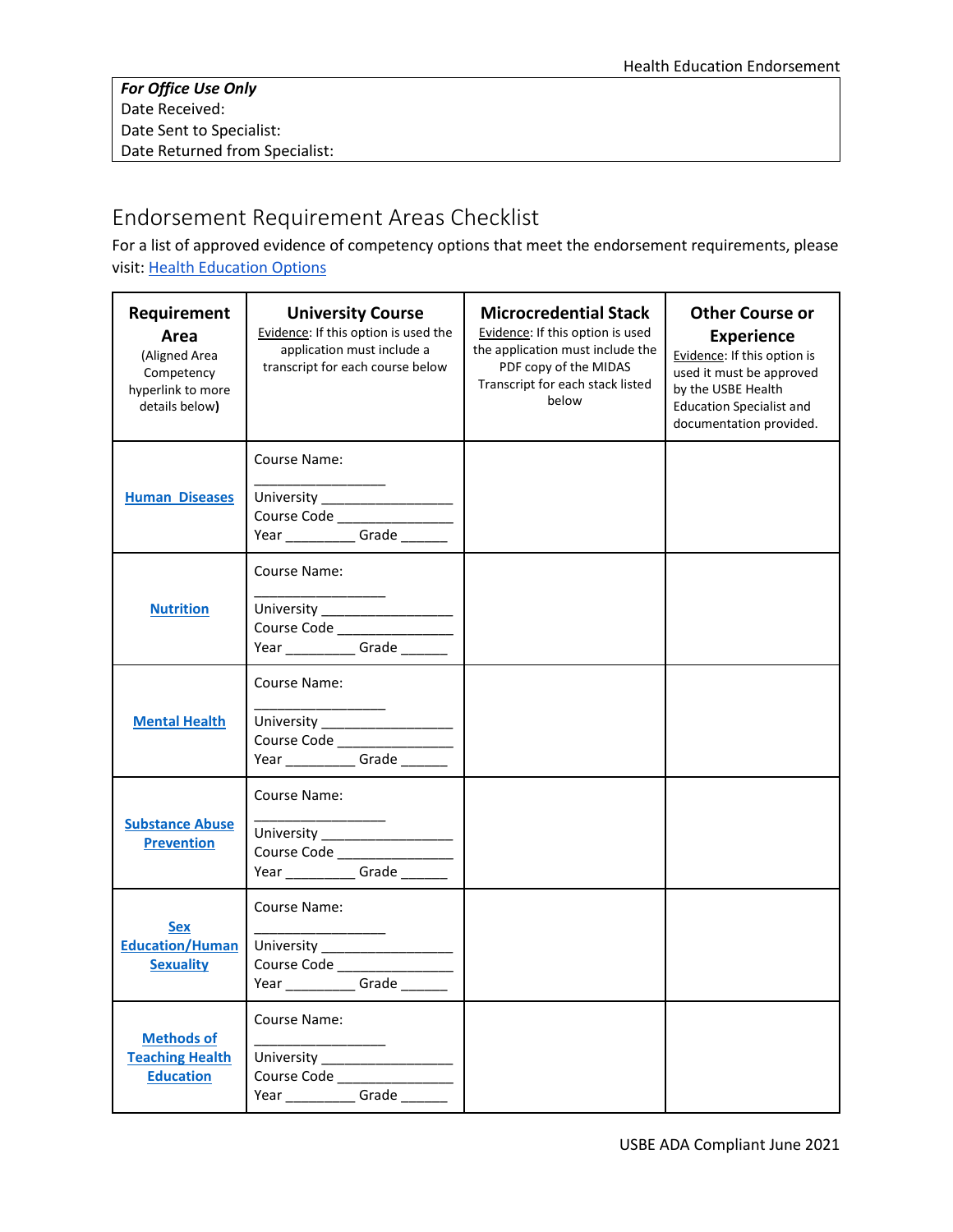| ***For Office Use Only*** |
|---|
| Date Received: |
| Date Sent to Specialist: |
| Date Returned from Specialist: |

## Endorsement Requirement Areas Checklist

For a list of approved evidence of competency options that meet the endorsement requirements, please visit: [Health Education Options]()

| **Requirement Area** (Aligned Area Competency hyperlink to more details below) | **University Course** Evidence: If this option is used the application must include a transcript for each course below | **Microcredential Stack** Evidence: If this option is used the application must include the PDF copy of the MIDAS Transcript for each stack listed below | **Other Course or Experience** Evidence: If this option is used it must be approved by the USBE Health Education Specialist and documentation provided. |
|---|---|---|---|
| [Human Diseases]() | Course Name: ________________ University ________________ Course Code ______________ Year ________ Grade ______ | | |
| [Nutrition]() | Course Name: ________________ University ________________ Course Code ______________ Year ________ Grade ______ | | |
| [Mental Health]() | Course Name: ________________ University ________________ Course Code ______________ Year ________ Grade ______ | | |
| [Substance Abuse Prevention]() | Course Name: ________________ University ________________ Course Code ______________ Year ________ Grade ______ | | |
| [Sex Education/Human Sexuality]() | Course Name: ________________ University ________________ Course Code ______________ Year ________ Grade ______ | | |
| [Methods of Teaching Health Education]() | Course Name: ________________ University ________________ Course Code ______________ Year ________ Grade ______ | | |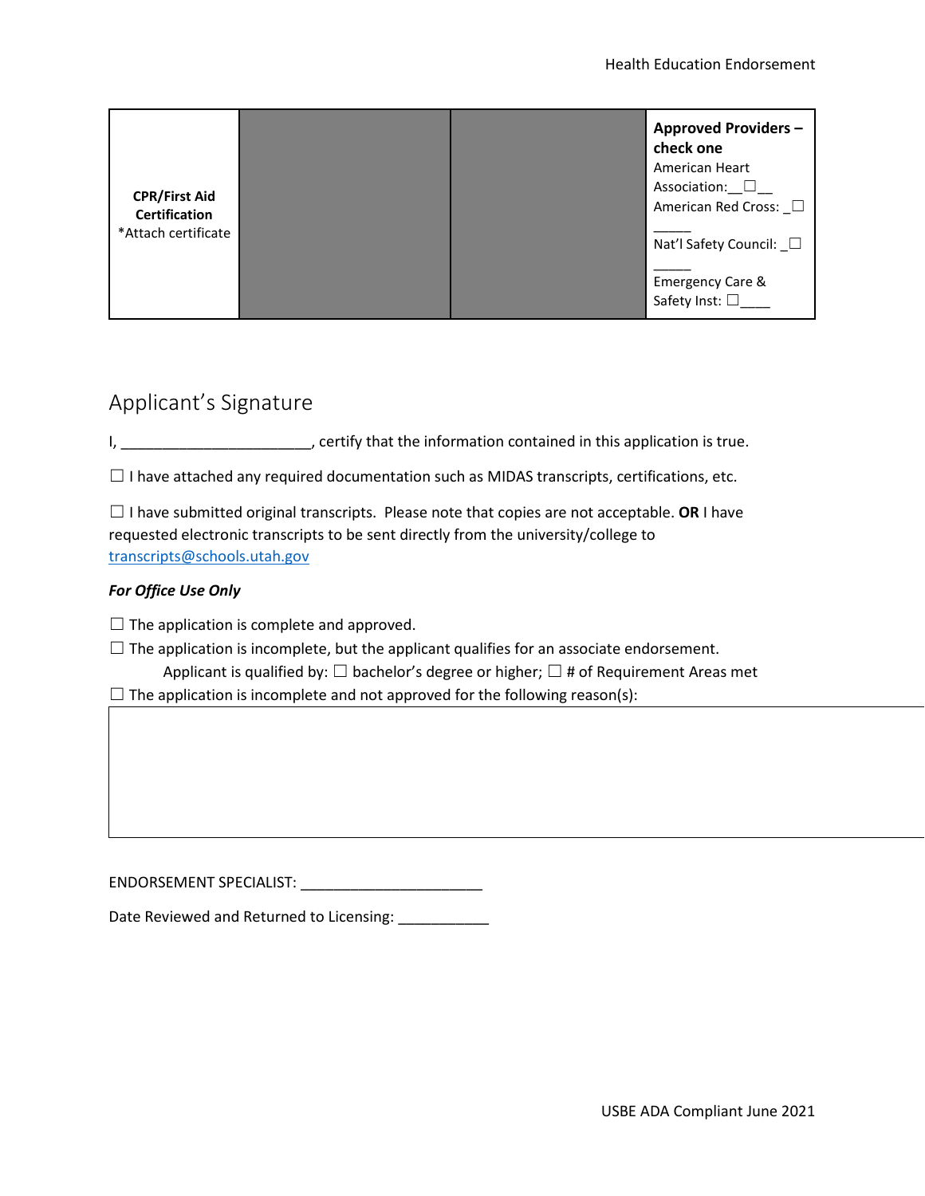| | | | |
|---|---|---|---|
| **CPR/First Aid Certification** *Attach certificate | | | **Approved Providers – check one** American Heart Association:__☐__ American Red Cross: _☐ _____ Nat'l Safety Council: _☐ _____ Emergency Care & Safety Inst: ☐____ |

## Applicant's Signature

I, _______________________, certify that the information contained in this application is true.

☐ I have attached any required documentation such as MIDAS transcripts, certifications, etc.

☐ I have submitted original transcripts. Please note that copies are not acceptable. **OR** I have requested electronic transcripts to be sent directly from the university/college to transcripts@schools.utah.gov

***For Office Use Only***

☐ The application is complete and approved.

☐ The application is incomplete, but the applicant qualifies for an associate endorsement.

Applicant is qualified by: ☐ bachelor's degree or higher; ☐ # of Requirement Areas met

☐ The application is incomplete and not approved for the following reason(s):

| |
|---|
| |

ENDORSEMENT SPECIALIST: ______________________

Date Reviewed and Returned to Licensing: ___________